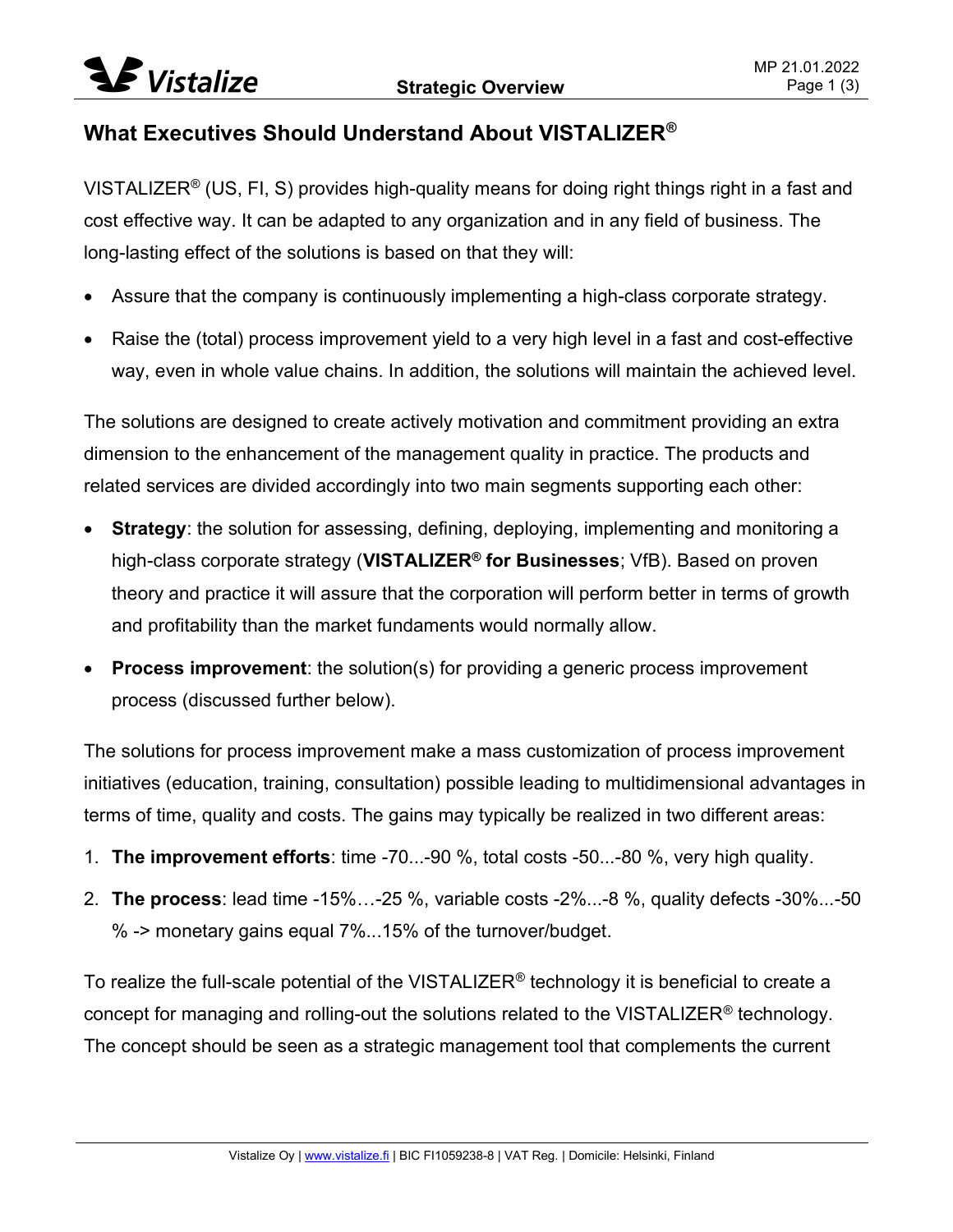# What Executives Should Understand About VISTALIZER®

VISTALIZER® (US, FI, S) provides high-quality means for doing right things right in a fast and cost effective way. It can be adapted to any organization and in any field of business. The long-lasting effect of the solutions is based on that they will:

- Assure that the company is continuously implementing a high-class corporate strategy.
- Raise the (total) process improvement yield to a very high level in a fast and cost-effective way, even in whole value chains. In addition, the solutions will maintain the achieved level.

The solutions are designed to create actively motivation and commitment providing an extra dimension to the enhancement of the management quality in practice. The products and related services are divided accordingly into two main segments supporting each other:

- **Strategy**: the solution for assessing, defining, deploying, implementing and monitoring a high-class corporate strategy (**VISTALIZER® for Businesses**; VfB). Based on proven theory and practice it will assure that the corporation will perform better in terms of growth and profitability than the market fundaments would normally allow.
- **Process improvement**: the solution(s) for providing a generic process improvement process (discussed further below).

The solutions for process improvement make a mass customization of process improvement initiatives (education, training, consultation) possible leading to multidimensional advantages in terms of time, quality and costs. The gains may typically be realized in two different areas:

1. **The improvement efforts**: time -70...-90 %, total costs -50...-80 %, very high quality.
2. **The process**: lead time -15%…-25 %, variable costs -2%...-8 %, quality defects -30%...-50 % -> monetary gains equal 7%...15% of the turnover/budget.

To realize the full-scale potential of the VISTALIZER® technology it is beneficial to create a concept for managing and rolling-out the solutions related to the VISTALIZER® technology. The concept should be seen as a strategic management tool that complements the current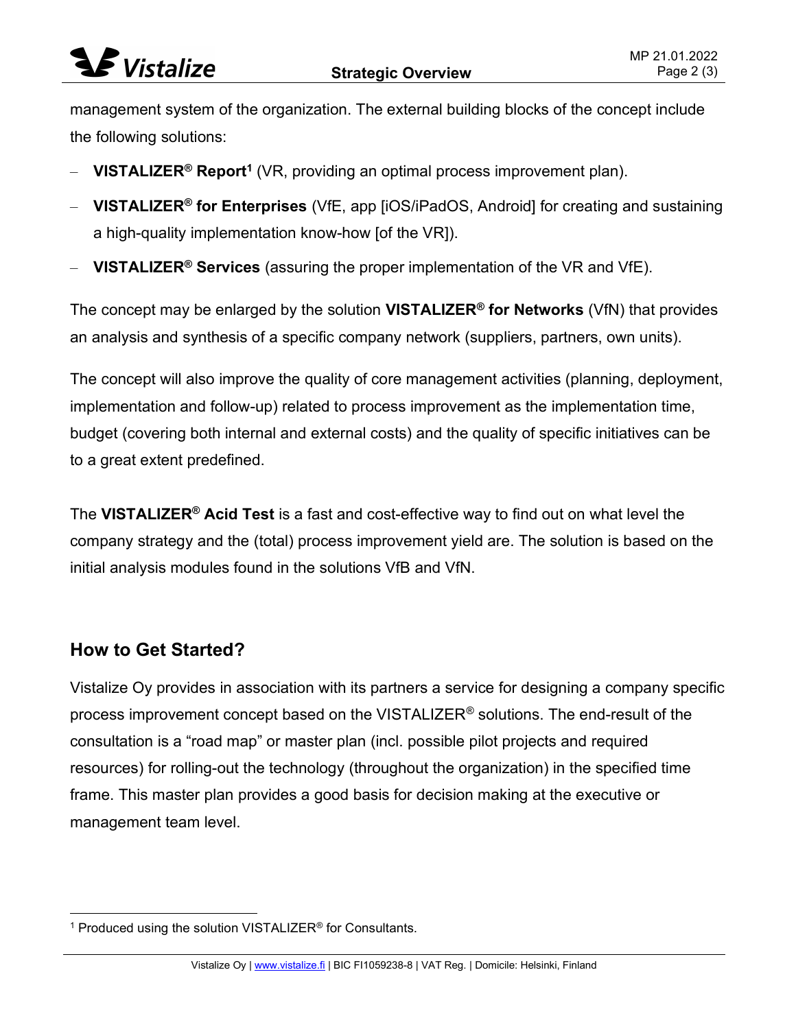management system of the organization. The external building blocks of the concept include the following solutions:

- **VISTALIZER® Report**[1] (VR, providing an optimal process improvement plan).
- **VISTALIZER® for Enterprises** (VfE, app [iOS/iPadOS, Android] for creating and sustaining a high-quality implementation know-how [of the VR]).
- **VISTALIZER® Services** (assuring the proper implementation of the VR and VfE).

The concept may be enlarged by the solution **VISTALIZER® for Networks** (VfN) that provides an analysis and synthesis of a specific company network (suppliers, partners, own units).

The concept will also improve the quality of core management activities (planning, deployment, implementation and follow-up) related to process improvement as the implementation time, budget (covering both internal and external costs) and the quality of specific initiatives can be to a great extent predefined.

The **VISTALIZER® Acid Test** is a fast and cost-effective way to find out on what level the company strategy and the (total) process improvement yield are. The solution is based on the initial analysis modules found in the solutions VfB and VfN.

## How to Get Started?

Vistalize Oy provides in association with its partners a service for designing a company specific process improvement concept based on the VISTALIZER® solutions. The end-result of the consultation is a "road map" or master plan (incl. possible pilot projects and required resources) for rolling-out the technology (throughout the organization) in the specified time frame. This master plan provides a good basis for decision making at the executive or management team level.

[1] Produced using the solution VISTALIZER® for Consultants.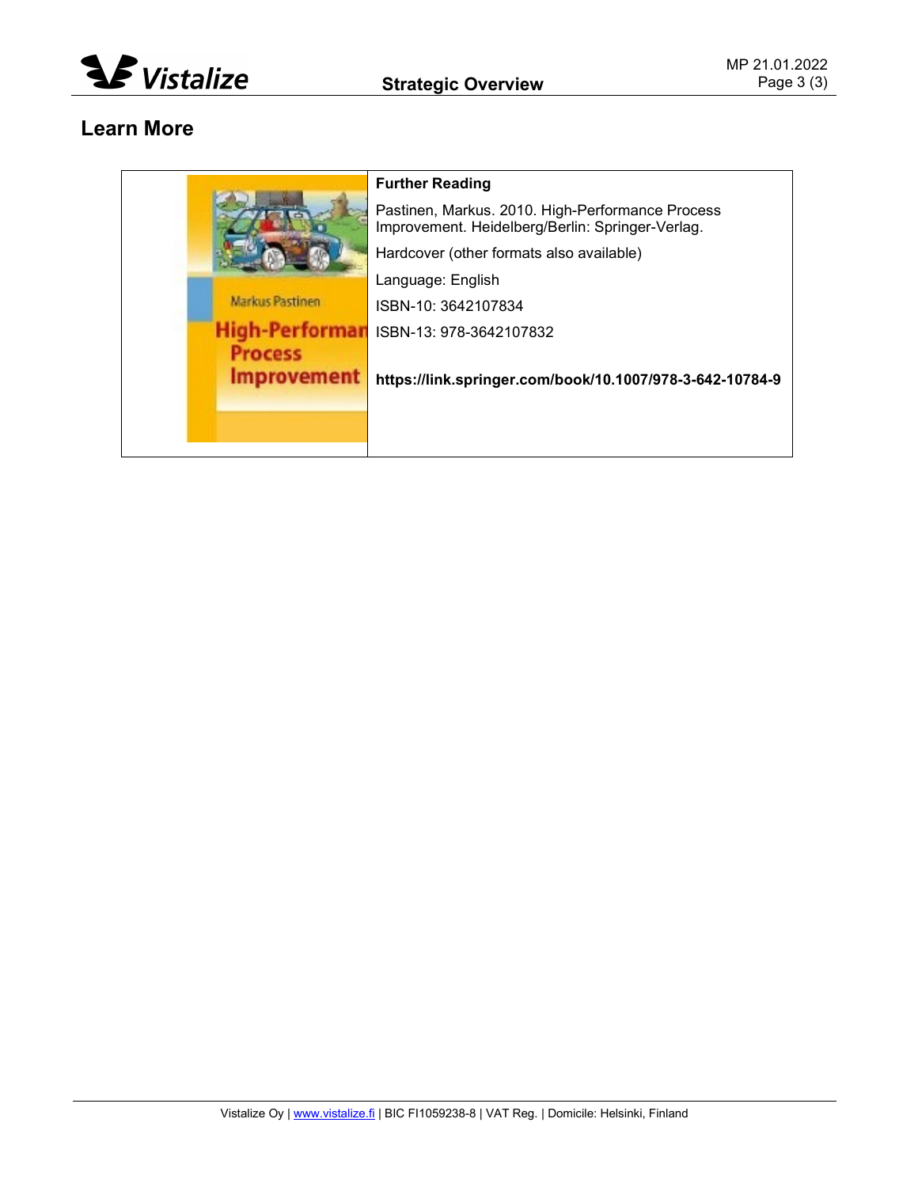## Learn More

**Further Reading**

Pastinen, Markus. 2010. High-Performance Process Improvement. Heidelberg/Berlin: Springer-Verlag.

Hardcover (other formats also available)

Language: English

ISBN-10: 3642107834

ISBN-13: 978-3642107832

**https://link.springer.com/book/10.1007/978-3-642-10784-9**